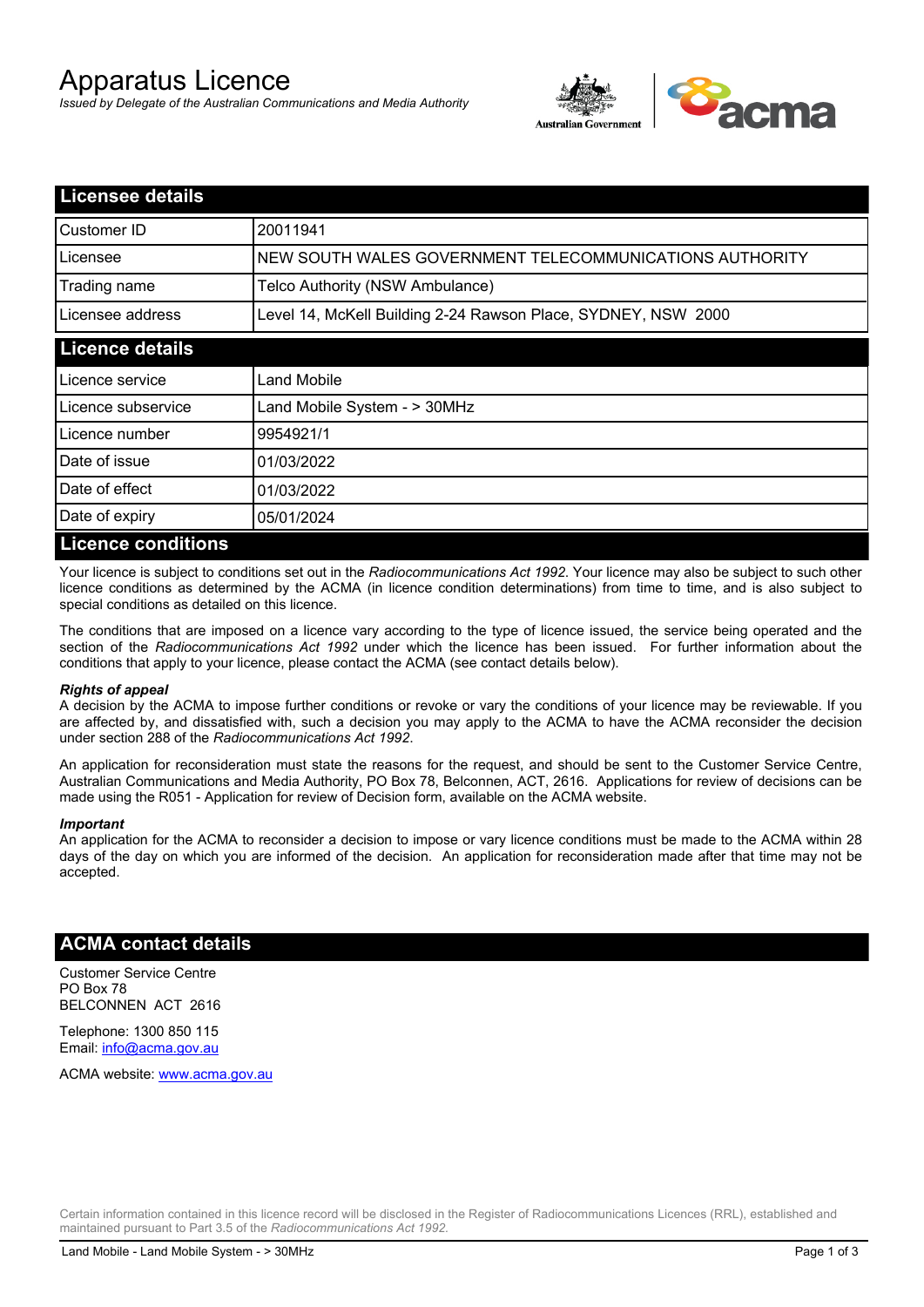# Apparatus Licence

*Issued by Delegate of the Australian Communications and Media Authority*

## Licensee details

| | |
|---|---|
| Customer ID | 20011941 |
| Licensee | NEW SOUTH WALES GOVERNMENT TELECOMMUNICATIONS AUTHORITY |
| Trading name | Telco Authority (NSW Ambulance) |
| Licensee address | Level 14, McKell Building 2-24 Rawson Place, SYDNEY, NSW 2000 |

## Licence details

| | |
|---|---|
| Licence service | Land Mobile |
| Licence subservice | Land Mobile System - > 30MHz |
| Licence number | 9954921/1 |
| Date of issue | 01/03/2022 |
| Date of effect | 01/03/2022 |
| Date of expiry | 05/01/2024 |

## Licence conditions

Your licence is subject to conditions set out in the *Radiocommunications Act 1992*. Your licence may also be subject to such other licence conditions as determined by the ACMA (in licence condition determinations) from time to time, and is also subject to special conditions as detailed on this licence.

The conditions that are imposed on a licence vary according to the type of licence issued, the service being operated and the section of the *Radiocommunications Act 1992* under which the licence has been issued. For further information about the conditions that apply to your licence, please contact the ACMA (see contact details below).

***Rights of appeal***

A decision by the ACMA to impose further conditions or revoke or vary the conditions of your licence may be reviewable. If you are affected by, and dissatisfied with, such a decision you may apply to the ACMA to have the ACMA reconsider the decision under section 288 of the *Radiocommunications Act 1992*.

An application for reconsideration must state the reasons for the request, and should be sent to the Customer Service Centre, Australian Communications and Media Authority, PO Box 78, Belconnen, ACT, 2616. Applications for review of decisions can be made using the R051 - Application for review of Decision form, available on the ACMA website.

***Important***

An application for the ACMA to reconsider a decision to impose or vary licence conditions must be made to the ACMA within 28 days of the day on which you are informed of the decision. An application for reconsideration made after that time may not be accepted.

## ACMA contact details

Customer Service Centre
PO Box 78
BELCONNEN ACT 2616

Telephone: 1300 850 115
Email: info@acma.gov.au

ACMA website: www.acma.gov.au

Certain information contained in this licence record will be disclosed in the Register of Radiocommunications Licences (RRL), established and maintained pursuant to Part 3.5 of the *Radiocommunications Act 1992.*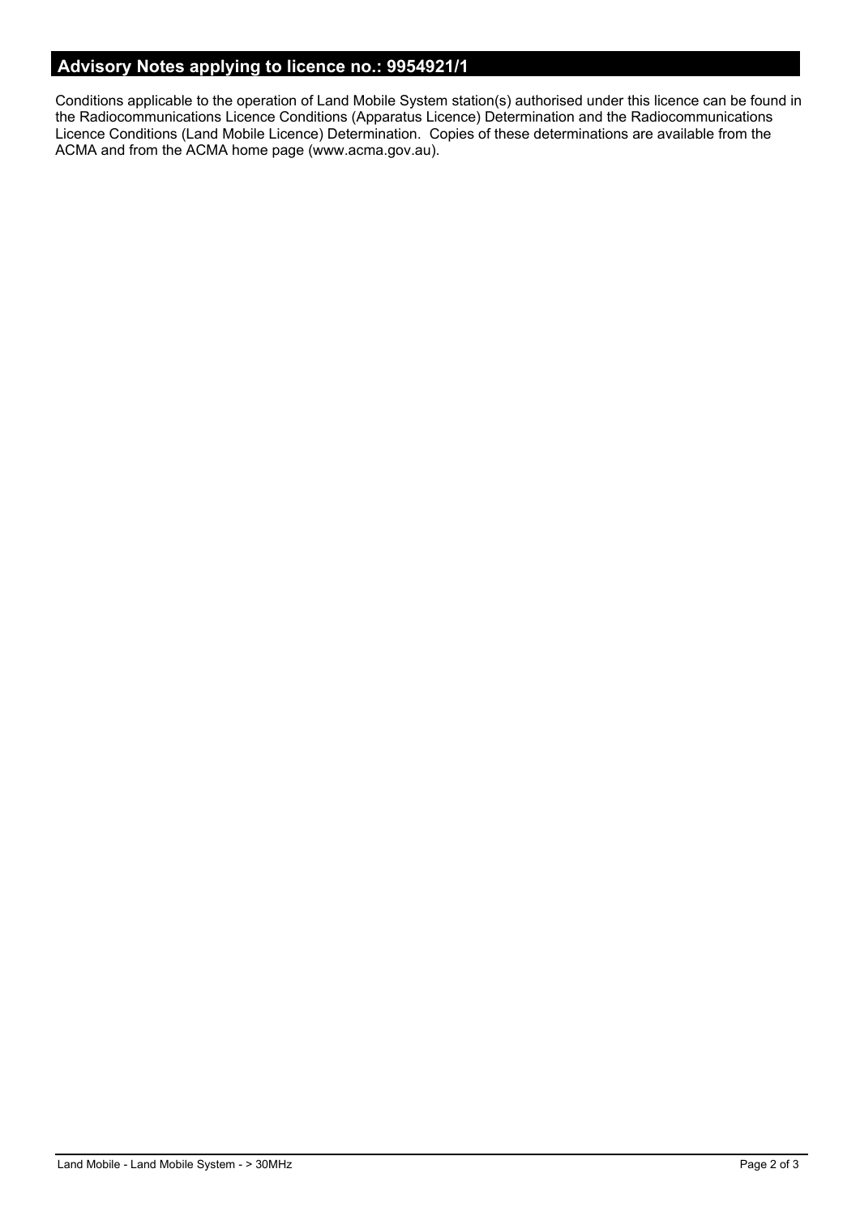## Advisory Notes applying to licence no.: 9954921/1

Conditions applicable to the operation of Land Mobile System station(s) authorised under this licence can be found in the Radiocommunications Licence Conditions (Apparatus Licence) Determination and the Radiocommunications Licence Conditions (Land Mobile Licence) Determination. Copies of these determinations are available from the ACMA and from the ACMA home page (www.acma.gov.au).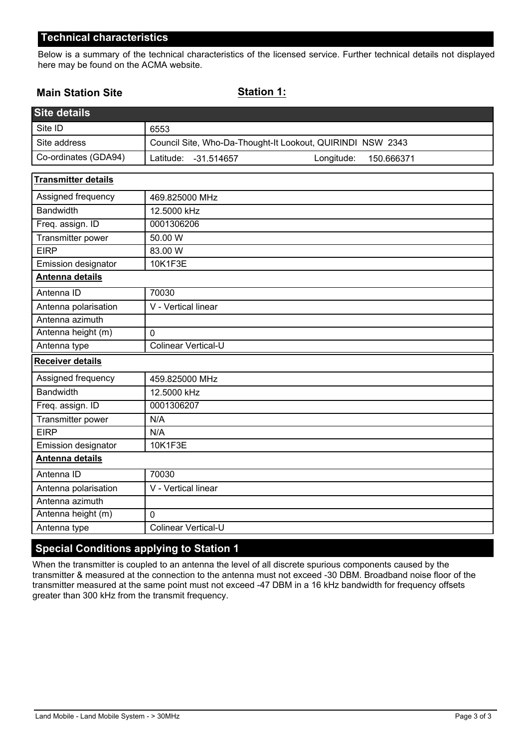## Technical characteristics

Below is a summary of the technical characteristics of the licensed service. Further technical details not displayed here may be found on the ACMA website.

**Main Station Site** **Station 1:**

| Site details | |
|---|---|
| Site ID | 6553 |
| Site address | Council Site, Who-Da-Thought-It Lookout, QUIRINDI NSW 2343 |
| Co-ordinates (GDA94) | Latitude: -31.514657 Longitude: 150.666371 |

| **Transmitter details** | |
|---|---|
| Assigned frequency | 469.825000 MHz |
| Bandwidth | 12.5000 kHz |
| Freq. assign. ID | 0001306206 |
| Transmitter power | 50.00 W |
| EIRP | 83.00 W |
| Emission designator | 10K1F3E |
| **Antenna details** | |
| Antenna ID | 70030 |
| Antenna polarisation | V - Vertical linear |
| Antenna azimuth | |
| Antenna height (m) | 0 |
| Antenna type | Colinear Vertical-U |
| **Receiver details** | |
| Assigned frequency | 459.825000 MHz |
| Bandwidth | 12.5000 kHz |
| Freq. assign. ID | 0001306207 |
| Transmitter power | N/A |
| EIRP | N/A |
| Emission designator | 10K1F3E |
| **Antenna details** | |
| Antenna ID | 70030 |
| Antenna polarisation | V - Vertical linear |
| Antenna azimuth | |
| Antenna height (m) | 0 |
| Antenna type | Colinear Vertical-U |

## Special Conditions applying to Station 1

When the transmitter is coupled to an antenna the level of all discrete spurious components caused by the transmitter & measured at the connection to the antenna must not exceed -30 DBM. Broadband noise floor of the transmitter measured at the same point must not exceed -47 DBM in a 16 kHz bandwidth for frequency offsets greater than 300 kHz from the transmit frequency.